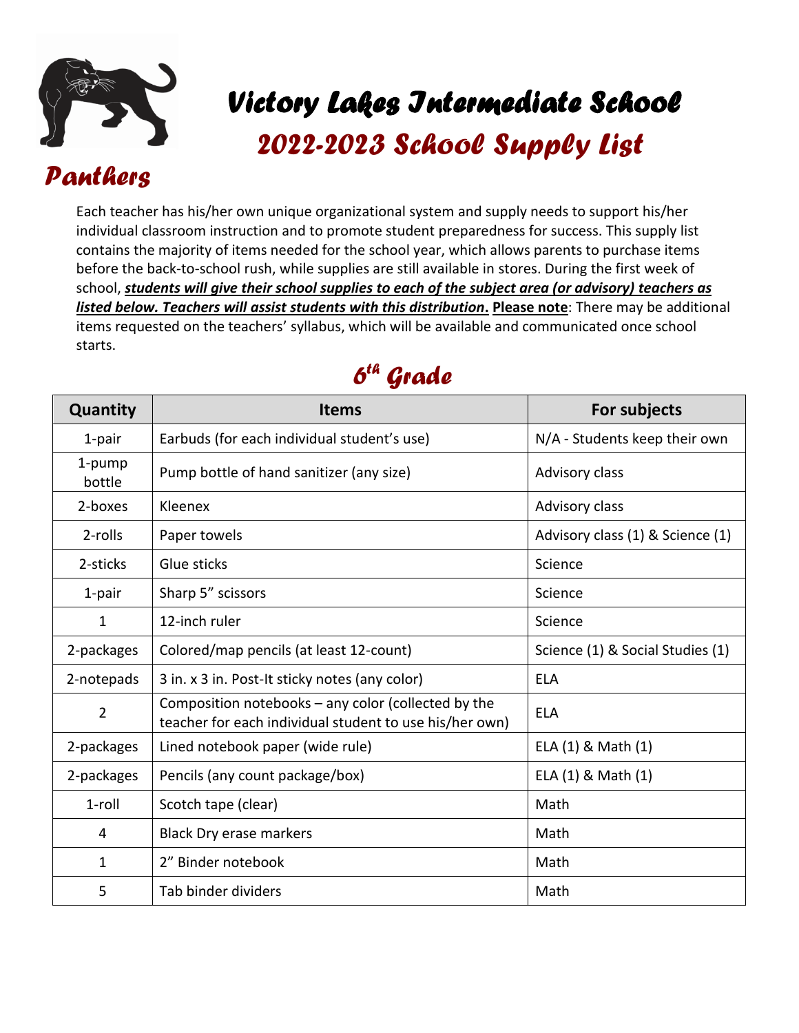# Victory Lakes Intermediate School

## 2022-2023 School Supply List

**Panthers**

Each teacher has his/her own unique organizational system and supply needs to support his/her individual classroom instruction and to promote student preparedness for success. This supply list contains the majority of items needed for the school year, which allows parents to purchase items before the back-to-school rush, while supplies are still available in stores. During the first week of school, ***students will give their school supplies to each of the subject area (or advisory) teachers as listed below. Teachers will assist students with this distribution*****.** **Please note**: There may be additional items requested on the teachers' syllabus, which will be available and communicated once school starts.

## 6th Grade

| Quantity | Items | For subjects |
|---|---|---|
| 1-pair | Earbuds (for each individual student's use) | N/A - Students keep their own |
| 1-pump bottle | Pump bottle of hand sanitizer (any size) | Advisory class |
| 2-boxes | Kleenex | Advisory class |
| 2-rolls | Paper towels | Advisory class (1) & Science (1) |
| 2-sticks | Glue sticks | Science |
| 1-pair | Sharp 5" scissors | Science |
| 1 | 12-inch ruler | Science |
| 2-packages | Colored/map pencils (at least 12-count) | Science (1) & Social Studies (1) |
| 2-notepads | 3 in. x 3 in. Post-It sticky notes (any color) | ELA |
| 2 | Composition notebooks – any color (collected by the teacher for each individual student to use his/her own) | ELA |
| 2-packages | Lined notebook paper (wide rule) | ELA (1) & Math (1) |
| 2-packages | Pencils (any count package/box) | ELA (1) & Math (1) |
| 1-roll | Scotch tape (clear) | Math |
| 4 | Black Dry erase markers | Math |
| 1 | 2" Binder notebook | Math |
| 5 | Tab binder dividers | Math |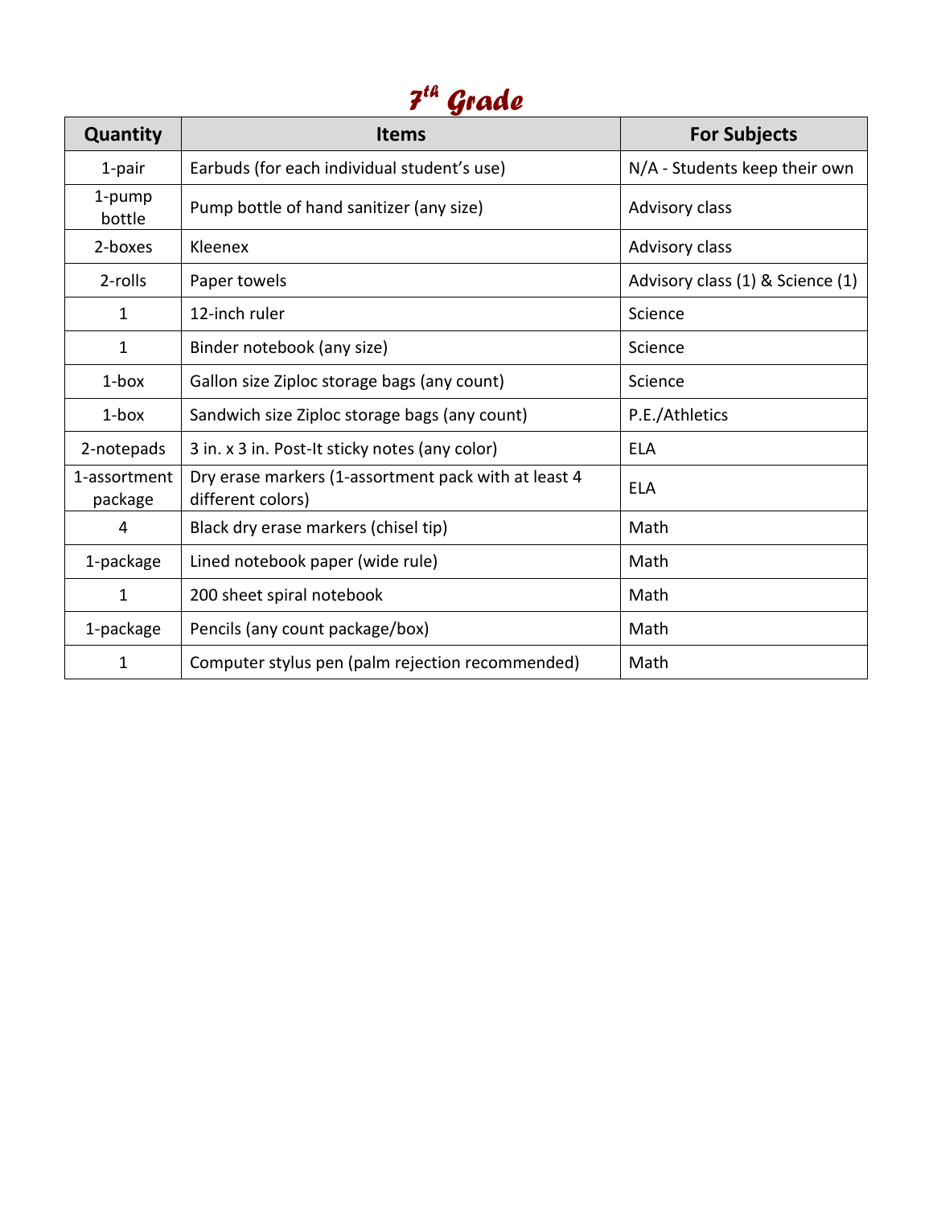# 7th Grade

| Quantity | Items | For Subjects |
|---|---|---|
| 1-pair | Earbuds (for each individual student's use) | N/A - Students keep their own |
| 1-pump bottle | Pump bottle of hand sanitizer (any size) | Advisory class |
| 2-boxes | Kleenex | Advisory class |
| 2-rolls | Paper towels | Advisory class (1) & Science (1) |
| 1 | 12-inch ruler | Science |
| 1 | Binder notebook (any size) | Science |
| 1-box | Gallon size Ziploc storage bags (any count) | Science |
| 1-box | Sandwich size Ziploc storage bags (any count) | P.E./Athletics |
| 2-notepads | 3 in. x 3 in. Post-It sticky notes (any color) | ELA |
| 1-assortment package | Dry erase markers (1-assortment pack with at least 4 different colors) | ELA |
| 4 | Black dry erase markers (chisel tip) | Math |
| 1-package | Lined notebook paper (wide rule) | Math |
| 1 | 200 sheet spiral notebook | Math |
| 1-package | Pencils (any count package/box) | Math |
| 1 | Computer stylus pen (palm rejection recommended) | Math |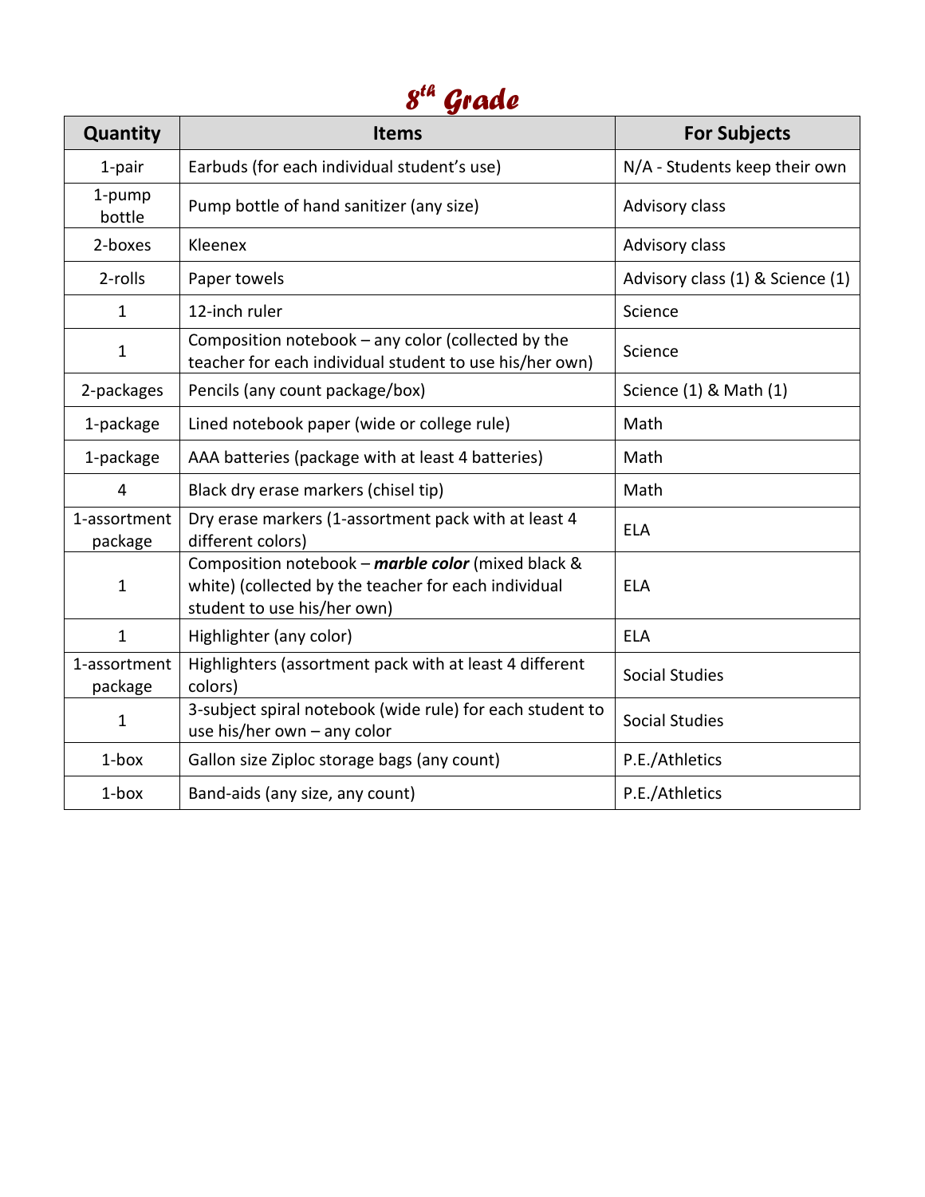# 8th Grade

| Quantity | Items | For Subjects |
|---|---|---|
| 1-pair | Earbuds (for each individual student's use) | N/A - Students keep their own |
| 1-pump bottle | Pump bottle of hand sanitizer (any size) | Advisory class |
| 2-boxes | Kleenex | Advisory class |
| 2-rolls | Paper towels | Advisory class (1) & Science (1) |
| 1 | 12-inch ruler | Science |
| 1 | Composition notebook – any color (collected by the teacher for each individual student to use his/her own) | Science |
| 2-packages | Pencils (any count package/box) | Science (1) & Math (1) |
| 1-package | Lined notebook paper (wide or college rule) | Math |
| 1-package | AAA batteries (package with at least 4 batteries) | Math |
| 4 | Black dry erase markers (chisel tip) | Math |
| 1-assortment package | Dry erase markers (1-assortment pack with at least 4 different colors) | ELA |
| 1 | Composition notebook – ***marble color*** (mixed black & white) (collected by the teacher for each individual student to use his/her own) | ELA |
| 1 | Highlighter (any color) | ELA |
| 1-assortment package | Highlighters (assortment pack with at least 4 different colors) | Social Studies |
| 1 | 3-subject spiral notebook (wide rule) for each student to use his/her own – any color | Social Studies |
| 1-box | Gallon size Ziploc storage bags (any count) | P.E./Athletics |
| 1-box | Band-aids (any size, any count) | P.E./Athletics |